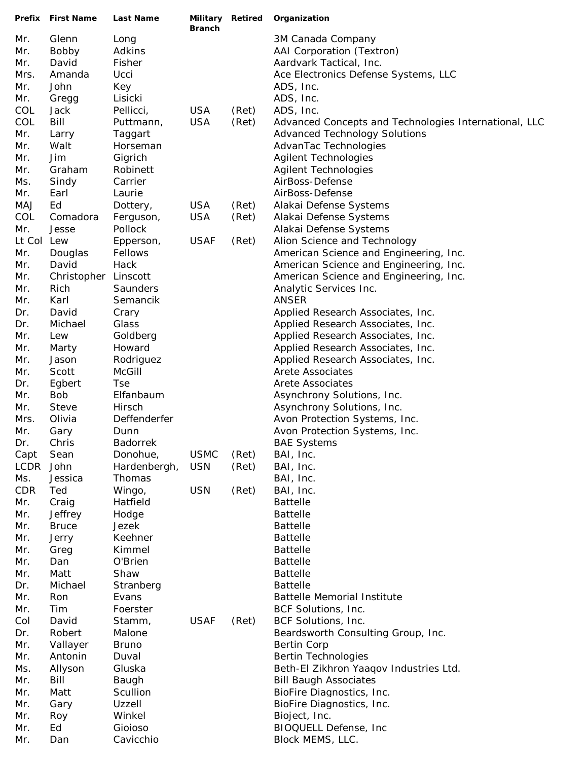| Prefix | First Name | Last Name | Military Branch | Retired | Organization |
|---|---|---|---|---|---|
| Mr. | Glenn | Long | | | 3M Canada Company |
| Mr. | Bobby | Adkins | | | AAI Corporation (Textron) |
| Mr. | David | Fisher | | | Aardvark Tactical, Inc. |
| Mrs. | Amanda | Ucci | | | Ace Electronics Defense Systems, LLC |
| Mr. | John | Key | | | ADS, Inc. |
| Mr. | Gregg | Lisicki | | | ADS, Inc. |
| COL | Jack | Pellicci, | USA | (Ret) | ADS, Inc. |
| COL | Bill | Puttmann, | USA | (Ret) | Advanced Concepts and Technologies International, LLC |
| Mr. | Larry | Taggart | | | Advanced Technology Solutions |
| Mr. | Walt | Horseman | | | AdvanTac Technologies |
| Mr. | Jim | Gigrich | | | Agilent Technologies |
| Mr. | Graham | Robinett | | | Agilent Technologies |
| Ms. | Sindy | Carrier | | | AirBoss-Defense |
| Mr. | Earl | Laurie | | | AirBoss-Defense |
| MAJ | Ed | Dottery, | USA | (Ret) | Alakai Defense Systems |
| COL | Comadora | Ferguson, | USA | (Ret) | Alakai Defense Systems |
| Mr. | Jesse | Pollock | | | Alakai Defense Systems |
| Lt Col | Lew | Epperson, | USAF | (Ret) | Alion Science and Technology |
| Mr. | Douglas | Fellows | | | American Science and Engineering, Inc. |
| Mr. | David | Hack | | | American Science and Engineering, Inc. |
| Mr. | Christopher | Linscott | | | American Science and Engineering, Inc. |
| Mr. | Rich | Saunders | | | Analytic Services Inc. |
| Mr. | Karl | Semancik | | | ANSER |
| Dr. | David | Crary | | | Applied Research Associates, Inc. |
| Dr. | Michael | Glass | | | Applied Research Associates, Inc. |
| Mr. | Lew | Goldberg | | | Applied Research Associates, Inc. |
| Mr. | Marty | Howard | | | Applied Research Associates, Inc. |
| Mr. | Jason | Rodriguez | | | Applied Research Associates, Inc. |
| Mr. | Scott | McGill | | | Arete Associates |
| Dr. | Egbert | Tse | | | Arete Associates |
| Mr. | Bob | Elfanbaum | | | Asynchrony Solutions, Inc. |
| Mr. | Steve | Hirsch | | | Asynchrony Solutions, Inc. |
| Mrs. | Olivia | Deffenderfer | | | Avon Protection Systems, Inc. |
| Mr. | Gary | Dunn | | | Avon Protection Systems, Inc. |
| Dr. | Chris | Badorrek | | | BAE Systems |
| Capt | Sean | Donohue, | USMC | (Ret) | BAI, Inc. |
| LCDR | John | Hardenbergh, | USN | (Ret) | BAI, Inc. |
| Ms. | Jessica | Thomas | | | BAI, Inc. |
| CDR | Ted | Wingo, | USN | (Ret) | BAI, Inc. |
| Mr. | Craig | Hatfield | | | Battelle |
| Mr. | Jeffrey | Hodge | | | Battelle |
| Mr. | Bruce | Jezek | | | Battelle |
| Mr. | Jerry | Keehner | | | Battelle |
| Mr. | Greg | Kimmel | | | Battelle |
| Mr. | Dan | O'Brien | | | Battelle |
| Mr. | Matt | Shaw | | | Battelle |
| Dr. | Michael | Stranberg | | | Battelle |
| Mr. | Ron | Evans | | | Battelle Memorial Institute |
| Mr. | Tim | Foerster | | | BCF Solutions, Inc. |
| Col | David | Stamm, | USAF | (Ret) | BCF Solutions, Inc. |
| Dr. | Robert | Malone | | | Beardsworth Consulting Group, Inc. |
| Mr. | Vallayer | Bruno | | | Bertin Corp |
| Mr. | Antonin | Duval | | | Bertin Technologies |
| Ms. | Allyson | Gluska | | | Beth-El Zikhron Yaaqov Industries Ltd. |
| Mr. | Bill | Baugh | | | Bill Baugh Associates |
| Mr. | Matt | Scullion | | | BioFire Diagnostics, Inc. |
| Mr. | Gary | Uzzell | | | BioFire Diagnostics, Inc. |
| Mr. | Roy | Winkel | | | Bioject, Inc. |
| Mr. | Ed | Gioioso | | | BIOQUELL Defense, Inc |
| Mr. | Dan | Cavicchio | | | Block MEMS, LLC. |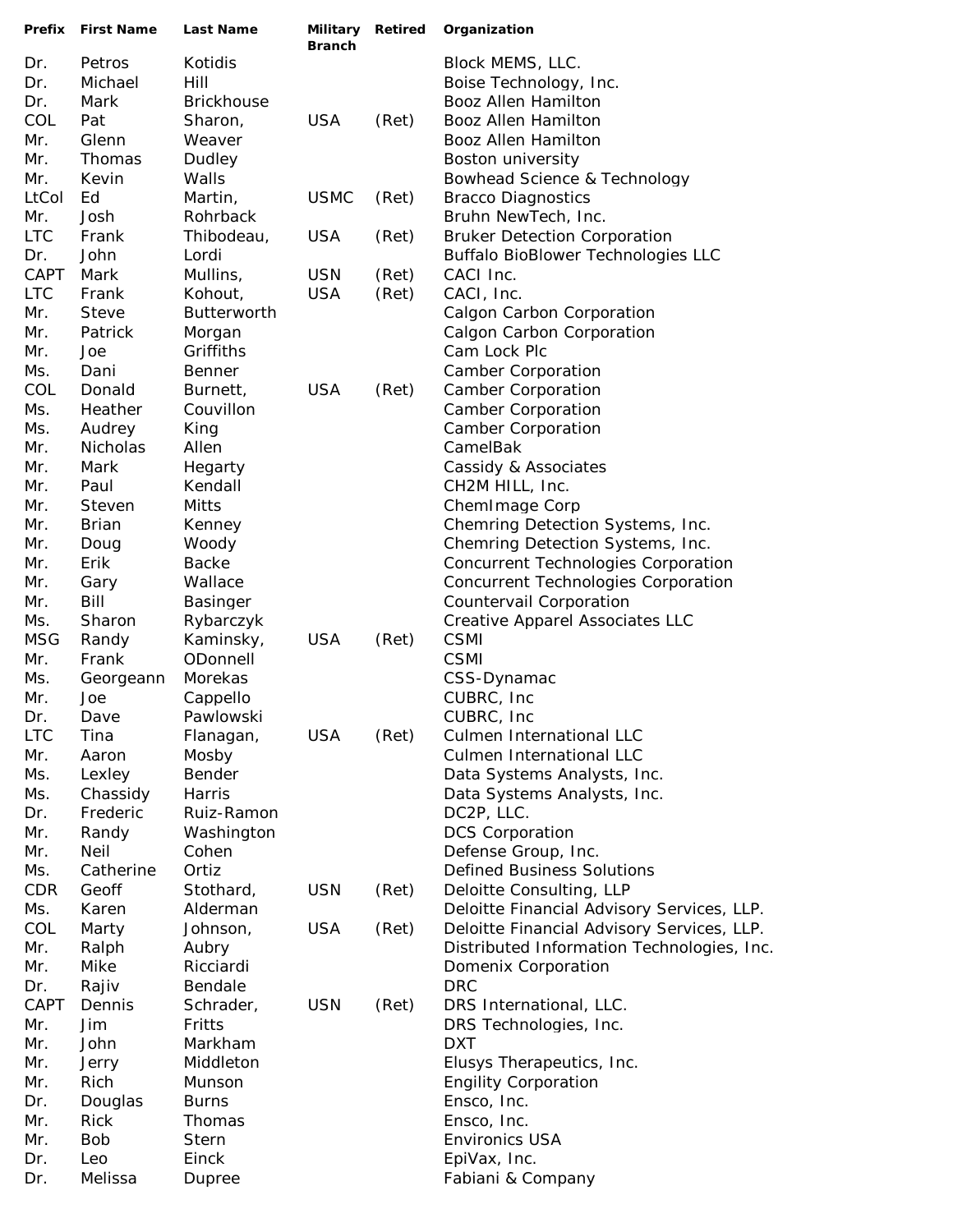| Prefix | First Name | Last Name | Military Branch | Retired | Organization |
|---|---|---|---|---|---|
| Dr. | Petros | Kotidis | | | Block MEMS, LLC. |
| Dr. | Michael | Hill | | | Boise Technology, Inc. |
| Dr. | Mark | Brickhouse | | | Booz Allen Hamilton |
| COL | Pat | Sharon, | USA | (Ret) | Booz Allen Hamilton |
| Mr. | Glenn | Weaver | | | Booz Allen Hamilton |
| Mr. | Thomas | Dudley | | | Boston university |
| Mr. | Kevin | Walls | | | Bowhead Science & Technology |
| LtCol | Ed | Martin, | USMC | (Ret) | Bracco Diagnostics |
| Mr. | Josh | Rohrback | | | Bruhn NewTech, Inc. |
| LTC | Frank | Thibodeau, | USA | (Ret) | Bruker Detection Corporation |
| Dr. | John | Lordi | | | Buffalo BioBlower Technologies LLC |
| CAPT | Mark | Mullins, | USN | (Ret) | CACI Inc. |
| LTC | Frank | Kohout, | USA | (Ret) | CACI, Inc. |
| Mr. | Steve | Butterworth | | | Calgon Carbon Corporation |
| Mr. | Patrick | Morgan | | | Calgon Carbon Corporation |
| Mr. | Joe | Griffiths | | | Cam Lock Plc |
| Ms. | Dani | Benner | | | Camber Corporation |
| COL | Donald | Burnett, | USA | (Ret) | Camber Corporation |
| Ms. | Heather | Couvillon | | | Camber Corporation |
| Ms. | Audrey | King | | | Camber Corporation |
| Mr. | Nicholas | Allen | | | CamelBak |
| Mr. | Mark | Hegarty | | | Cassidy & Associates |
| Mr. | Paul | Kendall | | | CH2M HILL, Inc. |
| Mr. | Steven | Mitts | | | ChemImage Corp |
| Mr. | Brian | Kenney | | | Chemring Detection Systems, Inc. |
| Mr. | Doug | Woody | | | Chemring Detection Systems, Inc. |
| Mr. | Erik | Backe | | | Concurrent Technologies Corporation |
| Mr. | Gary | Wallace | | | Concurrent Technologies Corporation |
| Mr. | Bill | Basinger | | | Countervail Corporation |
| Ms. | Sharon | Rybarczyk | | | Creative Apparel Associates LLC |
| MSG | Randy | Kaminsky, | USA | (Ret) | CSMI |
| Mr. | Frank | ODonnell | | | CSMI |
| Ms. | Georgeann | Morekas | | | CSS-Dynamac |
| Mr. | Joe | Cappello | | | CUBRC, Inc |
| Dr. | Dave | Pawlowski | | | CUBRC, Inc |
| LTC | Tina | Flanagan, | USA | (Ret) | Culmen International LLC |
| Mr. | Aaron | Mosby | | | Culmen International LLC |
| Ms. | Lexley | Bender | | | Data Systems Analysts, Inc. |
| Ms. | Chassidy | Harris | | | Data Systems Analysts, Inc. |
| Dr. | Frederic | Ruiz-Ramon | | | DC2P, LLC. |
| Mr. | Randy | Washington | | | DCS Corporation |
| Mr. | Neil | Cohen | | | Defense Group, Inc. |
| Ms. | Catherine | Ortiz | | | Defined Business Solutions |
| CDR | Geoff | Stothard, | USN | (Ret) | Deloitte Consulting, LLP |
| Ms. | Karen | Alderman | | | Deloitte Financial Advisory Services, LLP. |
| COL | Marty | Johnson, | USA | (Ret) | Deloitte Financial Advisory Services, LLP. |
| Mr. | Ralph | Aubry | | | Distributed Information Technologies, Inc. |
| Mr. | Mike | Ricciardi | | | Domenix Corporation |
| Dr. | Rajiv | Bendale | | | DRC |
| CAPT | Dennis | Schrader, | USN | (Ret) | DRS International, LLC. |
| Mr. | Jim | Fritts | | | DRS Technologies, Inc. |
| Mr. | John | Markham | | | DXT |
| Mr. | Jerry | Middleton | | | Elusys Therapeutics, Inc. |
| Mr. | Rich | Munson | | | Engility Corporation |
| Dr. | Douglas | Burns | | | Ensco, Inc. |
| Mr. | Rick | Thomas | | | Ensco, Inc. |
| Mr. | Bob | Stern | | | Environics USA |
| Dr. | Leo | Einck | | | EpiVax, Inc. |
| Dr. | Melissa | Dupree | | | Fabiani & Company |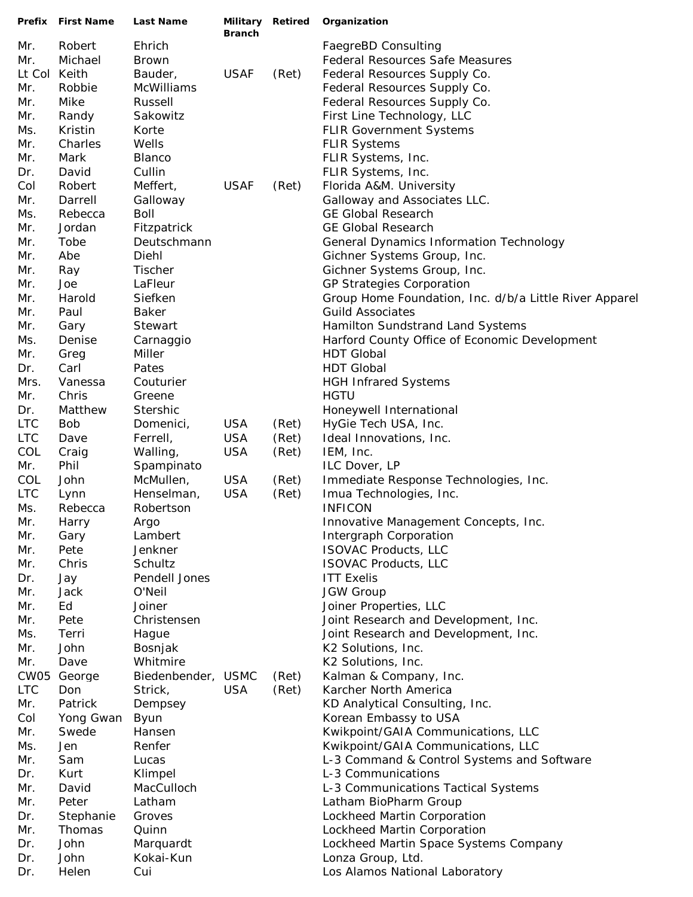| Prefix | First Name | Last Name | Military Branch | Retired | Organization |
|---|---|---|---|---|---|
| Mr. | Robert | Ehrich | | | FaegreBD Consulting |
| Mr. | Michael | Brown | | | Federal Resources Safe Measures |
| Lt Col | Keith | Bauder, | USAF | (Ret) | Federal Resources Supply Co. |
| Mr. | Robbie | McWilliams | | | Federal Resources Supply Co. |
| Mr. | Mike | Russell | | | Federal Resources Supply Co. |
| Mr. | Randy | Sakowitz | | | First Line Technology, LLC |
| Ms. | Kristin | Korte | | | FLIR Government Systems |
| Mr. | Charles | Wells | | | FLIR Systems |
| Mr. | Mark | Blanco | | | FLIR Systems, Inc. |
| Dr. | David | Cullin | | | FLIR Systems, Inc. |
| Col | Robert | Meffert, | USAF | (Ret) | Florida A&M. University |
| Mr. | Darrell | Galloway | | | Galloway and Associates LLC. |
| Ms. | Rebecca | Boll | | | GE Global Research |
| Mr. | Jordan | Fitzpatrick | | | GE Global Research |
| Mr. | Tobe | Deutschmann | | | General Dynamics Information Technology |
| Mr. | Abe | Diehl | | | Gichner Systems Group, Inc. |
| Mr. | Ray | Tischer | | | Gichner Systems Group, Inc. |
| Mr. | Joe | LaFleur | | | GP Strategies Corporation |
| Mr. | Harold | Siefken | | | Group Home Foundation, Inc. d/b/a Little River Apparel |
| Mr. | Paul | Baker | | | Guild Associates |
| Mr. | Gary | Stewart | | | Hamilton Sundstrand Land Systems |
| Ms. | Denise | Carnaggio | | | Harford County Office of Economic Development |
| Mr. | Greg | Miller | | | HDT Global |
| Dr. | Carl | Pates | | | HDT Global |
| Mrs. | Vanessa | Couturier | | | HGH Infrared Systems |
| Mr. | Chris | Greene | | | HGTU |
| Dr. | Matthew | Stershic | | | Honeywell International |
| LTC | Bob | Domenici, | USA | (Ret) | HyGie Tech USA, Inc. |
| LTC | Dave | Ferrell, | USA | (Ret) | Ideal Innovations, Inc. |
| COL | Craig | Walling, | USA | (Ret) | IEM, Inc. |
| Mr. | Phil | Spampinato | | | ILC Dover, LP |
| COL | John | McMullen, | USA | (Ret) | Immediate Response Technologies, Inc. |
| LTC | Lynn | Henselman, | USA | (Ret) | Imua Technologies, Inc. |
| Ms. | Rebecca | Robertson | | | INFICON |
| Mr. | Harry | Argo | | | Innovative Management Concepts, Inc. |
| Mr. | Gary | Lambert | | | Intergraph Corporation |
| Mr. | Pete | Jenkner | | | ISOVAC Products, LLC |
| Mr. | Chris | Schultz | | | ISOVAC Products, LLC |
| Dr. | Jay | Pendell Jones | | | ITT Exelis |
| Mr. | Jack | O'Neil | | | JGW Group |
| Mr. | Ed | Joiner | | | Joiner Properties, LLC |
| Mr. | Pete | Christensen | | | Joint Research and Development, Inc. |
| Ms. | Terri | Hague | | | Joint Research and Development, Inc. |
| Mr. | John | Bosnjak | | | K2 Solutions, Inc. |
| Mr. | Dave | Whitmire | | | K2 Solutions, Inc. |
| CW05 | George | Biedenbender, | USMC | (Ret) | Kalman & Company, Inc. |
| LTC | Don | Strick, | USA | (Ret) | Karcher North America |
| Mr. | Patrick | Dempsey | | | KD Analytical Consulting, Inc. |
| Col | Yong Gwan | Byun | | | Korean Embassy to USA |
| Mr. | Swede | Hansen | | | Kwikpoint/GAIA Communications, LLC |
| Ms. | Jen | Renfer | | | Kwikpoint/GAIA Communications, LLC |
| Mr. | Sam | Lucas | | | L-3 Command & Control Systems and Software |
| Dr. | Kurt | Klimpel | | | L-3 Communications |
| Mr. | David | MacCulloch | | | L-3 Communications Tactical Systems |
| Mr. | Peter | Latham | | | Latham BioPharm Group |
| Dr. | Stephanie | Groves | | | Lockheed Martin Corporation |
| Mr. | Thomas | Quinn | | | Lockheed Martin Corporation |
| Dr. | John | Marquardt | | | Lockheed Martin Space Systems Company |
| Dr. | John | Kokai-Kun | | | Lonza Group, Ltd. |
| Dr. | Helen | Cui | | | Los Alamos National Laboratory |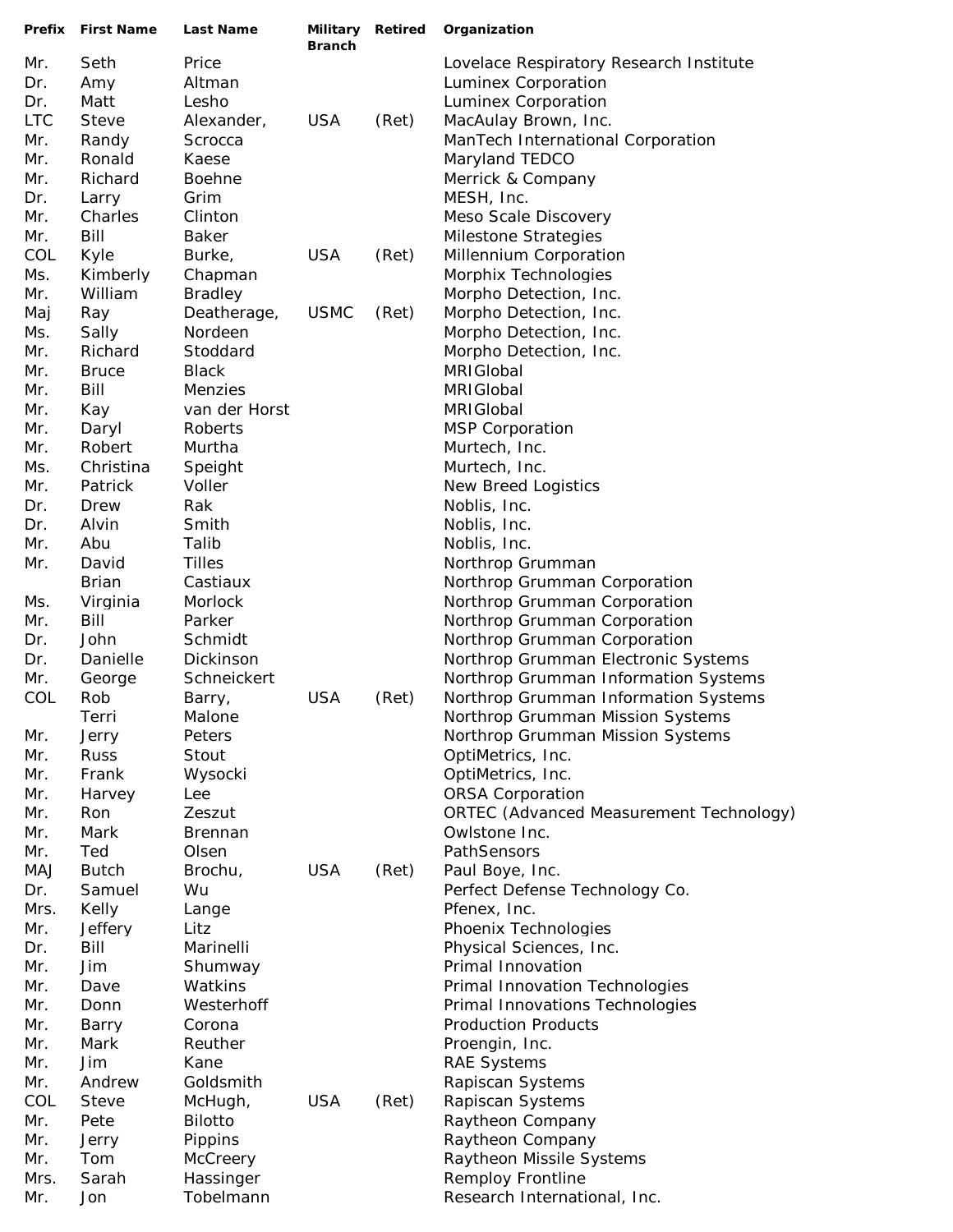| Prefix | First Name | Last Name | Military Branch | Retired | Organization |
| --- | --- | --- | --- | --- | --- |
| Mr. | Seth | Price | | | Lovelace Respiratory Research Institute |
| Dr. | Amy | Altman | | | Luminex Corporation |
| Dr. | Matt | Lesho | | | Luminex Corporation |
| LTC | Steve | Alexander, | USA | (Ret) | MacAulay Brown, Inc. |
| Mr. | Randy | Scrocca | | | ManTech International Corporation |
| Mr. | Ronald | Kaese | | | Maryland TEDCO |
| Mr. | Richard | Boehne | | | Merrick & Company |
| Dr. | Larry | Grim | | | MESH, Inc. |
| Mr. | Charles | Clinton | | | Meso Scale Discovery |
| Mr. | Bill | Baker | | | Milestone Strategies |
| COL | Kyle | Burke, | USA | (Ret) | Millennium Corporation |
| Ms. | Kimberly | Chapman | | | Morphix Technologies |
| Mr. | William | Bradley | | | Morpho Detection, Inc. |
| Maj | Ray | Deatherage, | USMC | (Ret) | Morpho Detection, Inc. |
| Ms. | Sally | Nordeen | | | Morpho Detection, Inc. |
| Mr. | Richard | Stoddard | | | Morpho Detection, Inc. |
| Mr. | Bruce | Black | | | MRIGlobal |
| Mr. | Bill | Menzies | | | MRIGlobal |
| Mr. | Kay | van der Horst | | | MRIGlobal |
| Mr. | Daryl | Roberts | | | MSP Corporation |
| Mr. | Robert | Murtha | | | Murtech, Inc. |
| Ms. | Christina | Speight | | | Murtech, Inc. |
| Mr. | Patrick | Voller | | | New Breed Logistics |
| Dr. | Drew | Rak | | | Noblis, Inc. |
| Dr. | Alvin | Smith | | | Noblis, Inc. |
| Mr. | Abu | Talib | | | Noblis, Inc. |
| Mr. | David | Tilles | | | Northrop Grumman |
| | Brian | Castiaux | | | Northrop Grumman Corporation |
| Ms. | Virginia | Morlock | | | Northrop Grumman Corporation |
| Mr. | Bill | Parker | | | Northrop Grumman Corporation |
| Dr. | John | Schmidt | | | Northrop Grumman Corporation |
| Dr. | Danielle | Dickinson | | | Northrop Grumman Electronic Systems |
| Mr. | George | Schneickert | | | Northrop Grumman Information Systems |
| COL | Rob | Barry, | USA | (Ret) | Northrop Grumman Information Systems |
| | Terri | Malone | | | Northrop Grumman Mission Systems |
| Mr. | Jerry | Peters | | | Northrop Grumman Mission Systems |
| Mr. | Russ | Stout | | | OptiMetrics, Inc. |
| Mr. | Frank | Wysocki | | | OptiMetrics, Inc. |
| Mr. | Harvey | Lee | | | ORSA Corporation |
| Mr. | Ron | Zeszut | | | ORTEC (Advanced Measurement Technology) |
| Mr. | Mark | Brennan | | | Owlstone Inc. |
| Mr. | Ted | Olsen | | | PathSensors |
| MAJ | Butch | Brochu, | USA | (Ret) | Paul Boye, Inc. |
| Dr. | Samuel | Wu | | | Perfect Defense Technology Co. |
| Mrs. | Kelly | Lange | | | Pfenex, Inc. |
| Mr. | Jeffery | Litz | | | Phoenix Technologies |
| Dr. | Bill | Marinelli | | | Physical Sciences, Inc. |
| Mr. | Jim | Shumway | | | Primal Innovation |
| Mr. | Dave | Watkins | | | Primal Innovation Technologies |
| Mr. | Donn | Westerhoff | | | Primal Innovations Technologies |
| Mr. | Barry | Corona | | | Production Products |
| Mr. | Mark | Reuther | | | Proengin, Inc. |
| Mr. | Jim | Kane | | | RAE Systems |
| Mr. | Andrew | Goldsmith | | | Rapiscan Systems |
| COL | Steve | McHugh, | USA | (Ret) | Rapiscan Systems |
| Mr. | Pete | Bilotto | | | Raytheon Company |
| Mr. | Jerry | Pippins | | | Raytheon Company |
| Mr. | Tom | McCreery | | | Raytheon Missile Systems |
| Mrs. | Sarah | Hassinger | | | Remploy Frontline |
| Mr. | Jon | Tobelmann | | | Research International, Inc. |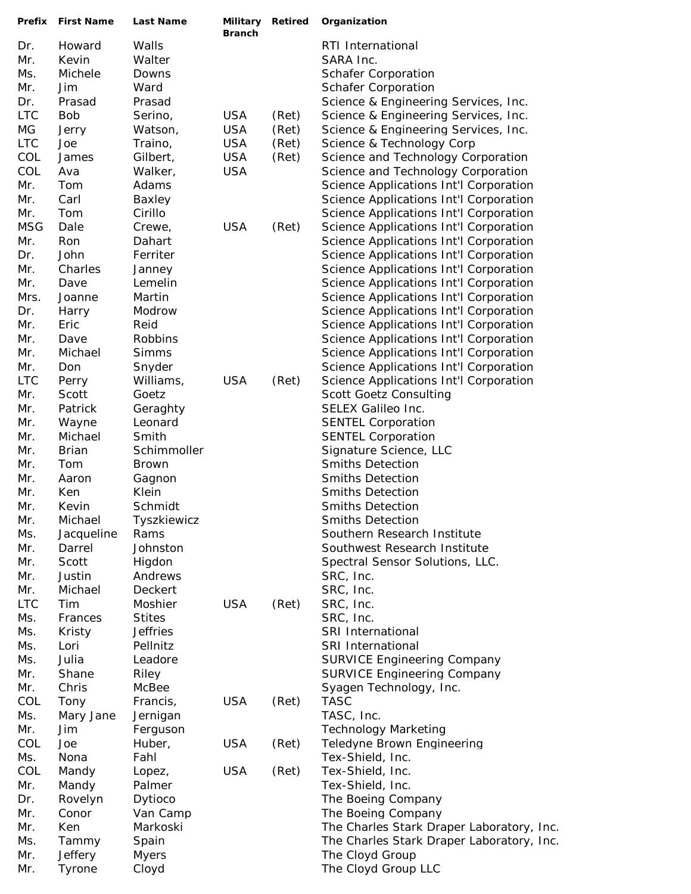| Prefix | First Name | Last Name | Military Branch | Retired | Organization |
|---|---|---|---|---|---|
| Dr. | Howard | Walls | | | RTI International |
| Mr. | Kevin | Walter | | | SARA Inc. |
| Ms. | Michele | Downs | | | Schafer Corporation |
| Mr. | Jim | Ward | | | Schafer Corporation |
| Dr. | Prasad | Prasad | | | Science & Engineering Services, Inc. |
| LTC | Bob | Serino, | USA | (Ret) | Science & Engineering Services, Inc. |
| MG | Jerry | Watson, | USA | (Ret) | Science & Engineering Services, Inc. |
| LTC | Joe | Traino, | USA | (Ret) | Science & Technology Corp |
| COL | James | Gilbert, | USA | (Ret) | Science and Technology Corporation |
| COL | Ava | Walker, | USA | | Science and Technology Corporation |
| Mr. | Tom | Adams | | | Science Applications Int'l Corporation |
| Mr. | Carl | Baxley | | | Science Applications Int'l Corporation |
| Mr. | Tom | Cirillo | | | Science Applications Int'l Corporation |
| MSG | Dale | Crewe, | USA | (Ret) | Science Applications Int'l Corporation |
| Mr. | Ron | Dahart | | | Science Applications Int'l Corporation |
| Dr. | John | Ferriter | | | Science Applications Int'l Corporation |
| Mr. | Charles | Janney | | | Science Applications Int'l Corporation |
| Mr. | Dave | Lemelin | | | Science Applications Int'l Corporation |
| Mrs. | Joanne | Martin | | | Science Applications Int'l Corporation |
| Dr. | Harry | Modrow | | | Science Applications Int'l Corporation |
| Mr. | Eric | Reid | | | Science Applications Int'l Corporation |
| Mr. | Dave | Robbins | | | Science Applications Int'l Corporation |
| Mr. | Michael | Simms | | | Science Applications Int'l Corporation |
| Mr. | Don | Snyder | | | Science Applications Int'l Corporation |
| LTC | Perry | Williams, | USA | (Ret) | Science Applications Int'l Corporation |
| Mr. | Scott | Goetz | | | Scott Goetz Consulting |
| Mr. | Patrick | Geraghty | | | SELEX Galileo Inc. |
| Mr. | Wayne | Leonard | | | SENTEL Corporation |
| Mr. | Michael | Smith | | | SENTEL Corporation |
| Mr. | Brian | Schimmoller | | | Signature Science, LLC |
| Mr. | Tom | Brown | | | Smiths Detection |
| Mr. | Aaron | Gagnon | | | Smiths Detection |
| Mr. | Ken | Klein | | | Smiths Detection |
| Mr. | Kevin | Schmidt | | | Smiths Detection |
| Mr. | Michael | Tyszkiewicz | | | Smiths Detection |
| Ms. | Jacqueline | Rams | | | Southern Research Institute |
| Mr. | Darrel | Johnston | | | Southwest Research Institute |
| Mr. | Scott | Higdon | | | Spectral Sensor Solutions, LLC. |
| Mr. | Justin | Andrews | | | SRC, Inc. |
| Mr. | Michael | Deckert | | | SRC, Inc. |
| LTC | Tim | Moshier | USA | (Ret) | SRC, Inc. |
| Ms. | Frances | Stites | | | SRC, Inc. |
| Ms. | Kristy | Jeffries | | | SRI International |
| Ms. | Lori | Pellnitz | | | SRI International |
| Ms. | Julia | Leadore | | | SURVICE Engineering Company |
| Mr. | Shane | Riley | | | SURVICE Engineering Company |
| Mr. | Chris | McBee | | | Syagen Technology, Inc. |
| COL | Tony | Francis, | USA | (Ret) | TASC |
| Ms. | Mary Jane | Jernigan | | | TASC, Inc. |
| Mr. | Jim | Ferguson | | | Technology Marketing |
| COL | Joe | Huber, | USA | (Ret) | Teledyne Brown Engineering |
| Ms. | Nona | Fahl | | | Tex-Shield, Inc. |
| COL | Mandy | Lopez, | USA | (Ret) | Tex-Shield, Inc. |
| Mr. | Mandy | Palmer | | | Tex-Shield, Inc. |
| Dr. | Rovelyn | Dytioco | | | The Boeing Company |
| Mr. | Conor | Van Camp | | | The Boeing Company |
| Mr. | Ken | Markoski | | | The Charles Stark Draper Laboratory, Inc. |
| Ms. | Tammy | Spain | | | The Charles Stark Draper Laboratory, Inc. |
| Mr. | Jeffery | Myers | | | The Cloyd Group |
| Mr. | Tyrone | Cloyd | | | The Cloyd Group LLC |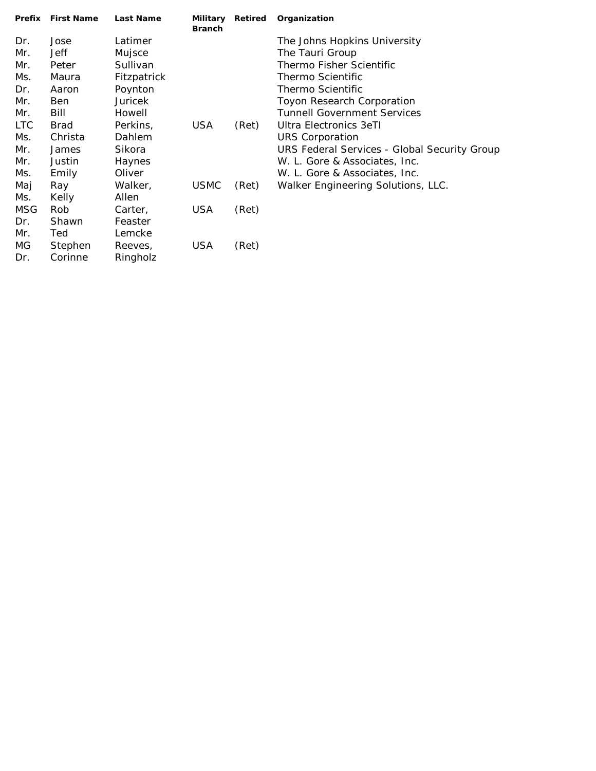| Prefix | First Name | Last Name | Military Branch | Retired | Organization |
|---|---|---|---|---|---|
| Dr. | Jose | Latimer | | | The Johns Hopkins University |
| Mr. | Jeff | Mujsce | | | The Tauri Group |
| Mr. | Peter | Sullivan | | | Thermo Fisher Scientific |
| Ms. | Maura | Fitzpatrick | | | Thermo Scientific |
| Dr. | Aaron | Poynton | | | Thermo Scientific |
| Mr. | Ben | Juricek | | | Toyon Research Corporation |
| Mr. | Bill | Howell | | | Tunnell Government Services |
| LTC | Brad | Perkins, | USA | (Ret) | Ultra Electronics 3eTI |
| Ms. | Christa | Dahlem | | | URS Corporation |
| Mr. | James | Sikora | | | URS Federal Services - Global Security Group |
| Mr. | Justin | Haynes | | | W. L. Gore & Associates, Inc. |
| Ms. | Emily | Oliver | | | W. L. Gore & Associates, Inc. |
| Maj | Ray | Walker, | USMC | (Ret) | Walker Engineering Solutions, LLC. |
| Ms. | Kelly | Allen | | | |
| MSG | Rob | Carter, | USA | (Ret) | |
| Dr. | Shawn | Feaster | | | |
| Mr. | Ted | Lemcke | | | |
| MG | Stephen | Reeves, | USA | (Ret) | |
| Dr. | Corinne | Ringholz | | | |